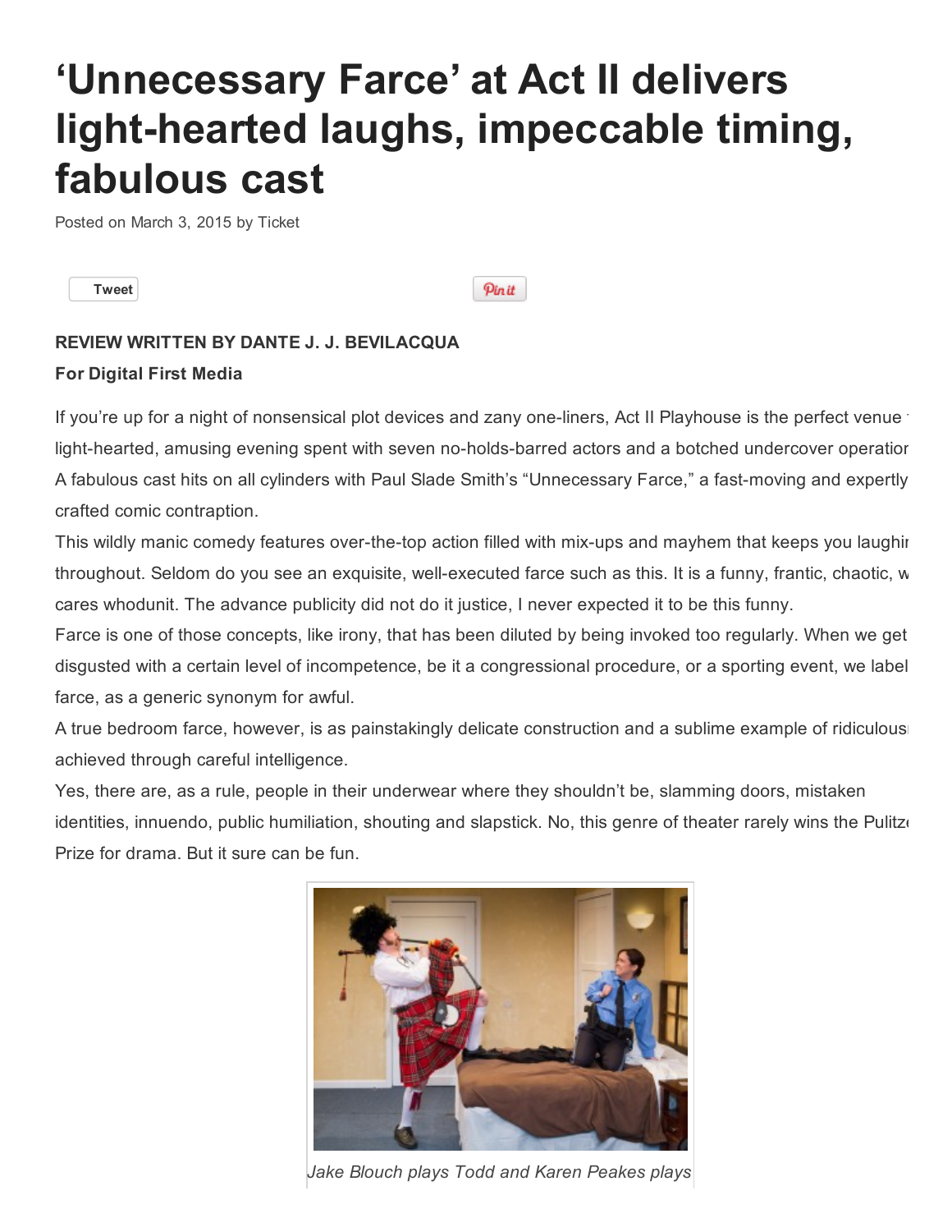# 'Unnecessary Farce' at Act II delivers light-hearted laughs, impeccable timing, fabulous cast

Posted on March 3, 2015 by Ticket

Tweet

Pin it

**REVIEW WRITTEN BY DANTE J. J. BEVILACQUA**

**For Digital First Media**

If you're up for a night of nonsensical plot devices and zany one-liners, Act II Playhouse is the perfect venue light-hearted, amusing evening spent with seven no-holds-barred actors and a botched undercover operation A fabulous cast hits on all cylinders with Paul Slade Smith's "Unnecessary Farce," a fast-moving and expertly crafted comic contraption.

This wildly manic comedy features over-the-top action filled with mix-ups and mayhem that keeps you laughing throughout. Seldom do you see an exquisite, well-executed farce such as this. It is a funny, frantic, chaotic, w cares whodunit. The advance publicity did not do it justice, I never expected it to be this funny.

Farce is one of those concepts, like irony, that has been diluted by being invoked too regularly. When we get disgusted with a certain level of incompetence, be it a congressional procedure, or a sporting event, we label farce, as a generic synonym for awful.

A true bedroom farce, however, is as painstakingly delicate construction and a sublime example of ridiculous achieved through careful intelligence.

Yes, there are, as a rule, people in their underwear where they shouldn't be, slamming doors, mistaken identities, innuendo, public humiliation, shouting and slapstick. No, this genre of theater rarely wins the Pulitz Prize for drama. But it sure can be fun.

*Jake Blouch plays Todd and Karen Peakes plays*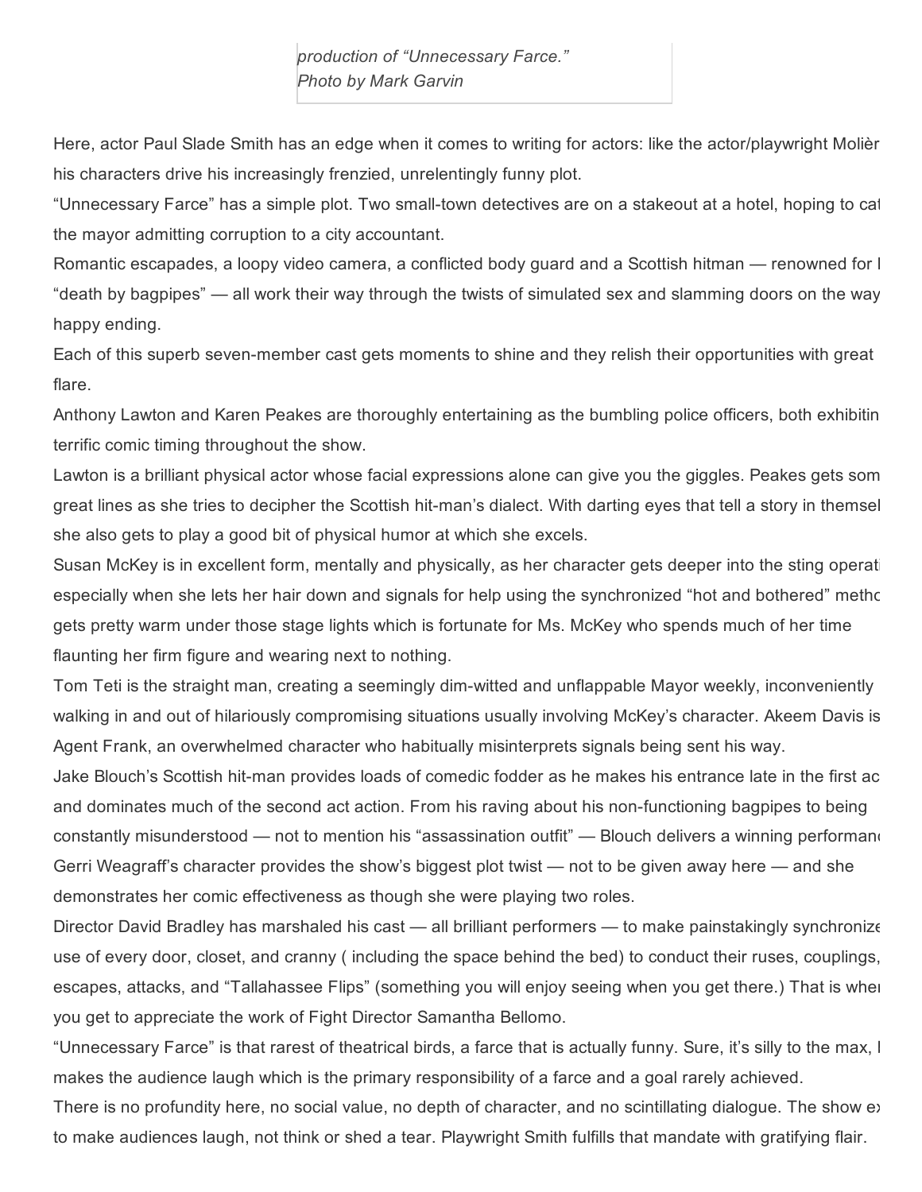*production of "Unnecessary Farce."*
*Photo by Mark Garvin*

Here, actor Paul Slade Smith has an edge when it comes to writing for actors: like the actor/playwright Molièr his characters drive his increasingly frenzied, unrelentingly funny plot.

"Unnecessary Farce" has a simple plot. Two small-town detectives are on a stakeout at a hotel, hoping to cat the mayor admitting corruption to a city accountant.

Romantic escapades, a loopy video camera, a conflicted body guard and a Scottish hitman — renowned for l "death by bagpipes" — all work their way through the twists of simulated sex and slamming doors on the way happy ending.

Each of this superb seven-member cast gets moments to shine and they relish their opportunities with great flare.

Anthony Lawton and Karen Peakes are thoroughly entertaining as the bumbling police officers, both exhibitin terrific comic timing throughout the show.

Lawton is a brilliant physical actor whose facial expressions alone can give you the giggles. Peakes gets som great lines as she tries to decipher the Scottish hit-man's dialect. With darting eyes that tell a story in themsel she also gets to play a good bit of physical humor at which she excels.

Susan McKey is in excellent form, mentally and physically, as her character gets deeper into the sting operati especially when she lets her hair down and signals for help using the synchronized "hot and bothered" metho gets pretty warm under those stage lights which is fortunate for Ms. McKey who spends much of her time flaunting her firm figure and wearing next to nothing.

Tom Teti is the straight man, creating a seemingly dim-witted and unflappable Mayor weekly, inconveniently walking in and out of hilariously compromising situations usually involving McKey's character. Akeem Davis is Agent Frank, an overwhelmed character who habitually misinterprets signals being sent his way.

Jake Blouch's Scottish hit-man provides loads of comedic fodder as he makes his entrance late in the first ac and dominates much of the second act action. From his raving about his non-functioning bagpipes to being constantly misunderstood — not to mention his "assassination outfit" — Blouch delivers a winning performan

Gerri Weagraff's character provides the show's biggest plot twist — not to be given away here — and she demonstrates her comic effectiveness as though she were playing two roles.

Director David Bradley has marshaled his cast — all brilliant performers — to make painstakingly synchronize use of every door, closet, and cranny ( including the space behind the bed) to conduct their ruses, couplings, escapes, attacks, and "Tallahassee Flips" (something you will enjoy seeing when you get there.) That is whe you get to appreciate the work of Fight Director Samantha Bellomo.

"Unnecessary Farce" is that rarest of theatrical birds, a farce that is actually funny. Sure, it's silly to the max, l makes the audience laugh which is the primary responsibility of a farce and a goal rarely achieved.

There is no profundity here, no social value, no depth of character, and no scintillating dialogue. The show ex to make audiences laugh, not think or shed a tear. Playwright Smith fulfills that mandate with gratifying flair.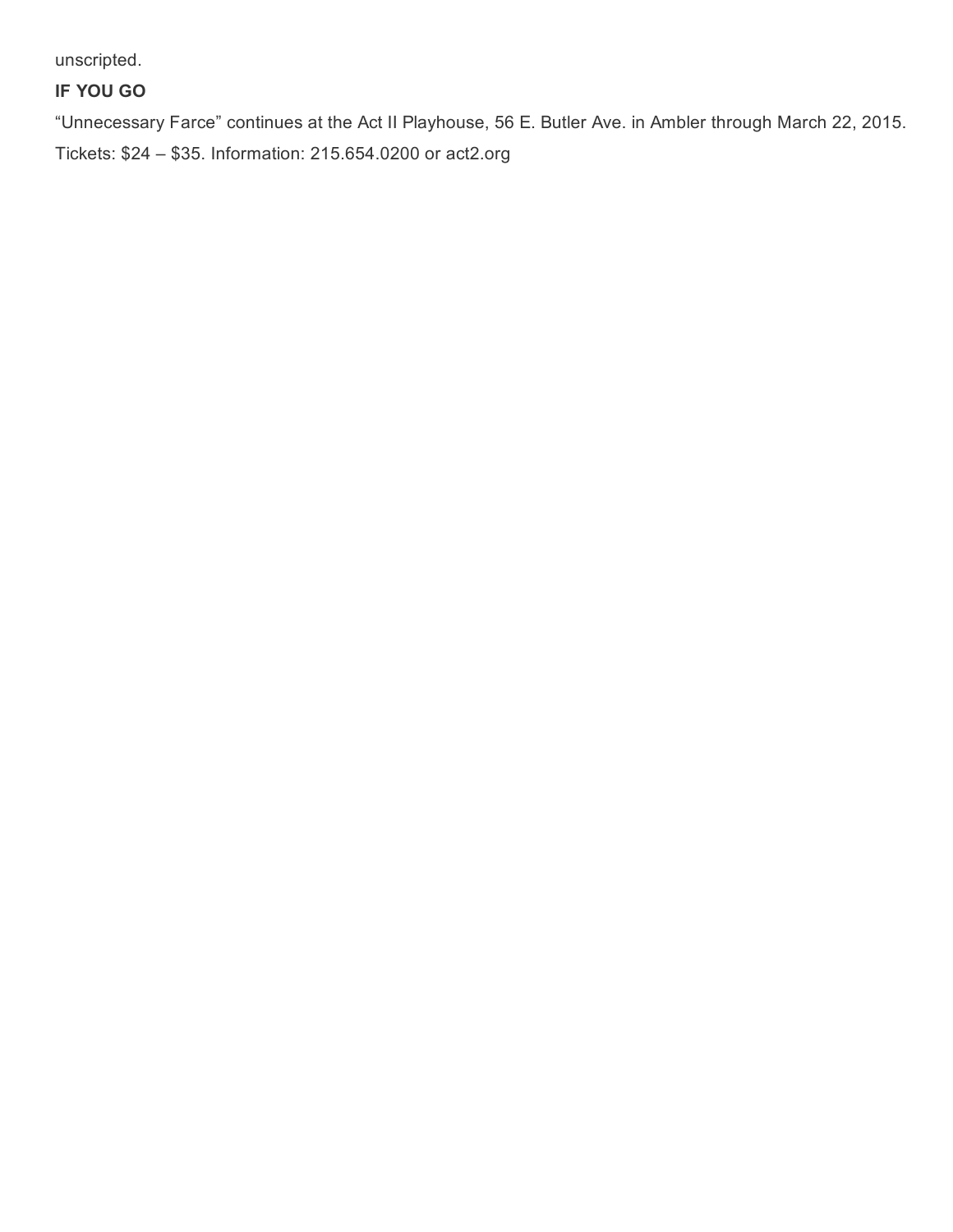unscripted.

**IF YOU GO**

“Unnecessary Farce” continues at the Act II Playhouse, 56 E. Butler Ave. in Ambler through March 22, 2015.

Tickets: $24 – $35. Information: 215.654.0200 or act2.org